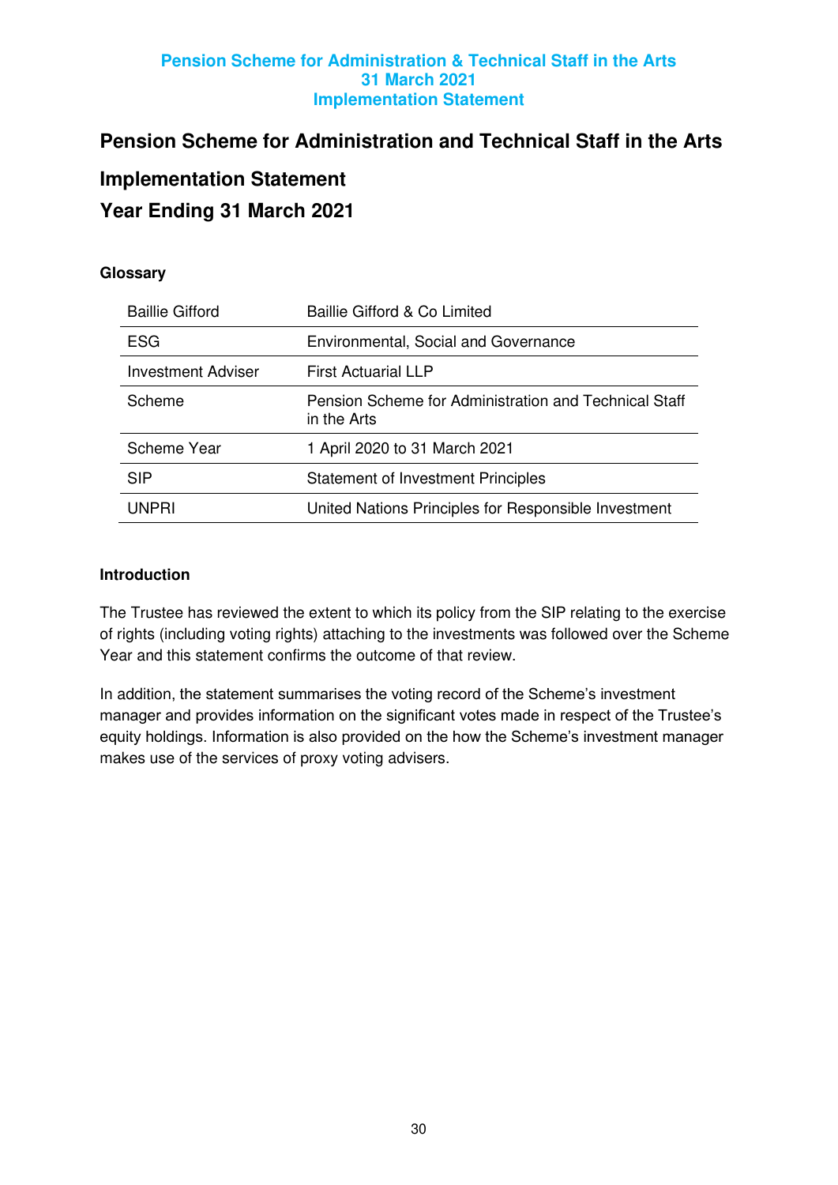# Pension Scheme for Administration and Technical Staff in the Arts

## Implementation Statement

## Year Ending 31 March 2021

### Glossary

| | |
|---|---|
| Baillie Gifford | Baillie Gifford & Co Limited |
| ESG | Environmental, Social and Governance |
| Investment Adviser | First Actuarial LLP |
| Scheme | Pension Scheme for Administration and Technical Staff in the Arts |
| Scheme Year | 1 April 2020 to 31 March 2021 |
| SIP | Statement of Investment Principles |
| UNPRI | United Nations Principles for Responsible Investment |

### Introduction

The Trustee has reviewed the extent to which its policy from the SIP relating to the exercise of rights (including voting rights) attaching to the investments was followed over the Scheme Year and this statement confirms the outcome of that review.

In addition, the statement summarises the voting record of the Scheme's investment manager and provides information on the significant votes made in respect of the Trustee's equity holdings. Information is also provided on the how the Scheme's investment manager makes use of the services of proxy voting advisers.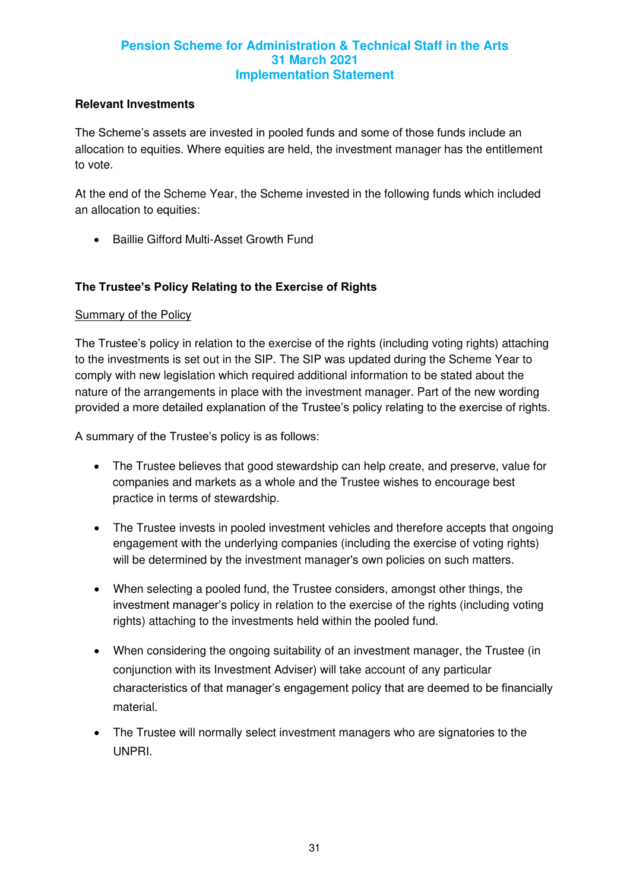## Relevant Investments

The Scheme's assets are invested in pooled funds and some of those funds include an allocation to equities. Where equities are held, the investment manager has the entitlement to vote.

At the end of the Scheme Year, the Scheme invested in the following funds which included an allocation to equities:

- Baillie Gifford Multi-Asset Growth Fund

## The Trustee's Policy Relating to the Exercise of Rights

### Summary of the Policy

The Trustee's policy in relation to the exercise of the rights (including voting rights) attaching to the investments is set out in the SIP. The SIP was updated during the Scheme Year to comply with new legislation which required additional information to be stated about the nature of the arrangements in place with the investment manager. Part of the new wording provided a more detailed explanation of the Trustee's policy relating to the exercise of rights.

A summary of the Trustee's policy is as follows:

- The Trustee believes that good stewardship can help create, and preserve, value for companies and markets as a whole and the Trustee wishes to encourage best practice in terms of stewardship.
- The Trustee invests in pooled investment vehicles and therefore accepts that ongoing engagement with the underlying companies (including the exercise of voting rights) will be determined by the investment manager's own policies on such matters.
- When selecting a pooled fund, the Trustee considers, amongst other things, the investment manager's policy in relation to the exercise of the rights (including voting rights) attaching to the investments held within the pooled fund.
- When considering the ongoing suitability of an investment manager, the Trustee (in conjunction with its Investment Adviser) will take account of any particular characteristics of that manager's engagement policy that are deemed to be financially material.
- The Trustee will normally select investment managers who are signatories to the UNPRI.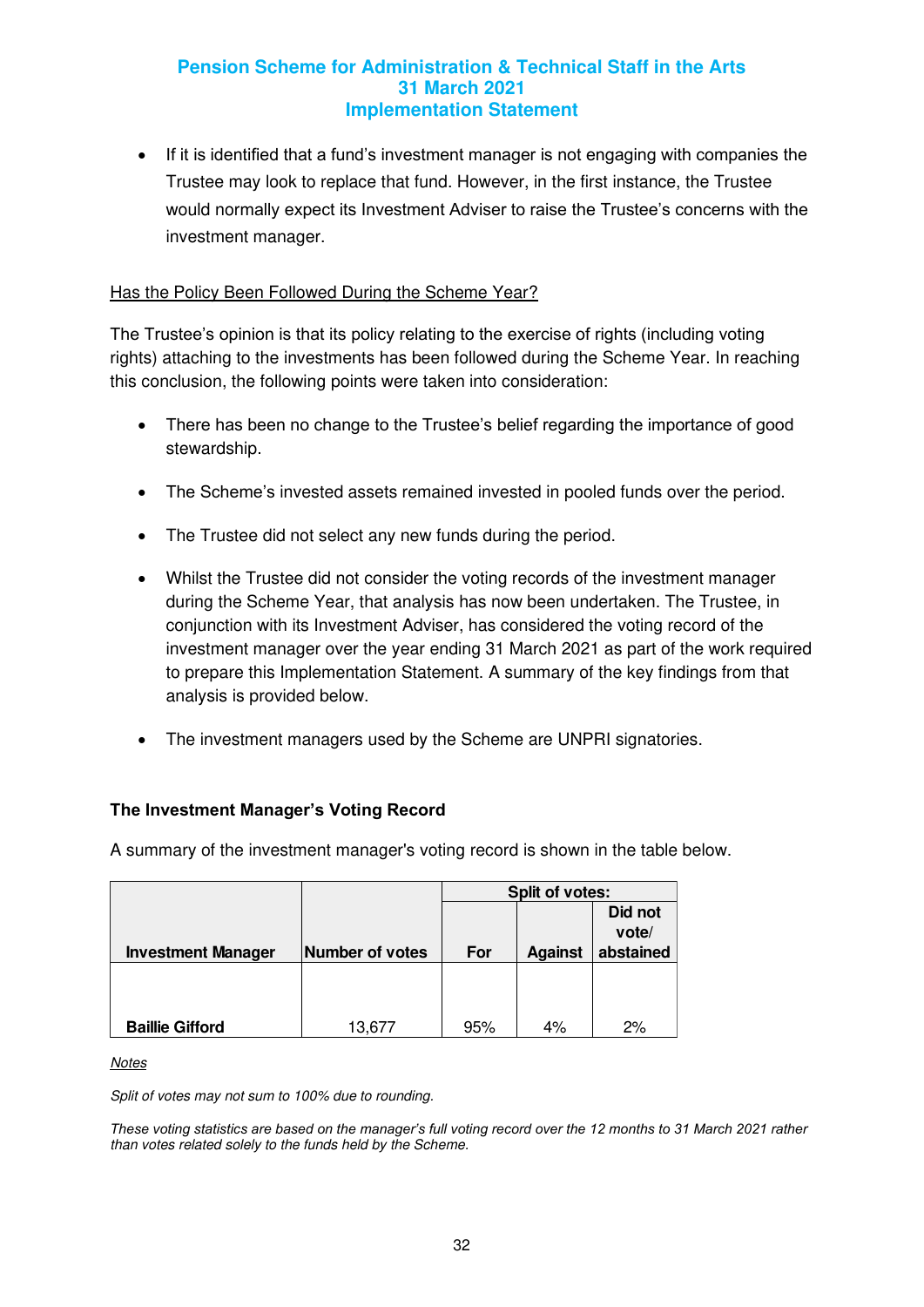- If it is identified that a fund's investment manager is not engaging with companies the Trustee may look to replace that fund. However, in the first instance, the Trustee would normally expect its Investment Adviser to raise the Trustee's concerns with the investment manager.

Has the Policy Been Followed During the Scheme Year?

The Trustee's opinion is that its policy relating to the exercise of rights (including voting rights) attaching to the investments has been followed during the Scheme Year. In reaching this conclusion, the following points were taken into consideration:

- There has been no change to the Trustee's belief regarding the importance of good stewardship.

- The Scheme's invested assets remained invested in pooled funds over the period.

- The Trustee did not select any new funds during the period.

- Whilst the Trustee did not consider the voting records of the investment manager during the Scheme Year, that analysis has now been undertaken. The Trustee, in conjunction with its Investment Adviser, has considered the voting record of the investment manager over the year ending 31 March 2021 as part of the work required to prepare this Implementation Statement. A summary of the key findings from that analysis is provided below.

- The investment managers used by the Scheme are UNPRI signatories.

### The Investment Manager's Voting Record

A summary of the investment manager's voting record is shown in the table below.

| | | Split of votes: | | |
|---|---|---|---|---|
| **Investment Manager** | **Number of votes** | **For** | **Against** | **Did not vote/ abstained** |
| **Baillie Gifford** | 13,677 | 95% | 4% | 2% |

*Notes*

*Split of votes may not sum to 100% due to rounding.*

*These voting statistics are based on the manager's full voting record over the 12 months to 31 March 2021 rather than votes related solely to the funds held by the Scheme.*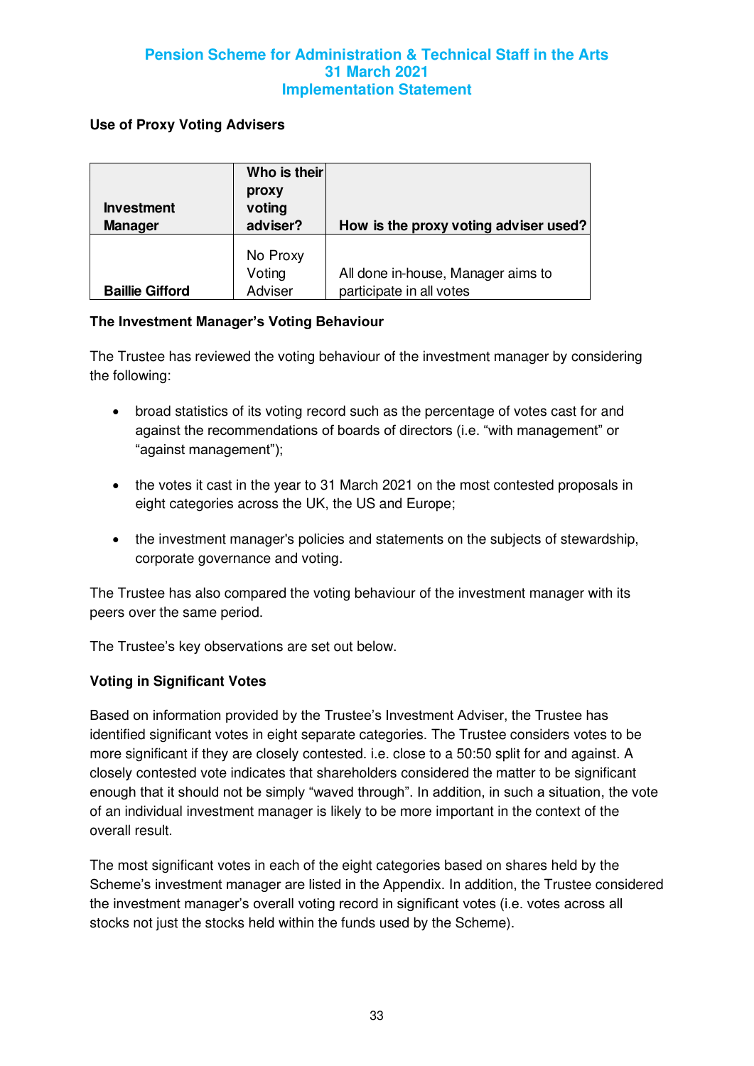### Use of Proxy Voting Advisers

| Investment Manager | Who is their proxy voting adviser? | How is the proxy voting adviser used? |
|---|---|---|
| **Baillie Gifford** | No Proxy Voting Adviser | All done in-house, Manager aims to participate in all votes |

### The Investment Manager's Voting Behaviour

The Trustee has reviewed the voting behaviour of the investment manager by considering the following:

- broad statistics of its voting record such as the percentage of votes cast for and against the recommendations of boards of directors (i.e. "with management" or "against management");
- the votes it cast in the year to 31 March 2021 on the most contested proposals in eight categories across the UK, the US and Europe;
- the investment manager's policies and statements on the subjects of stewardship, corporate governance and voting.

The Trustee has also compared the voting behaviour of the investment manager with its peers over the same period.

The Trustee's key observations are set out below.

### Voting in Significant Votes

Based on information provided by the Trustee's Investment Adviser, the Trustee has identified significant votes in eight separate categories. The Trustee considers votes to be more significant if they are closely contested. i.e. close to a 50:50 split for and against. A closely contested vote indicates that shareholders considered the matter to be significant enough that it should not be simply "waved through". In addition, in such a situation, the vote of an individual investment manager is likely to be more important in the context of the overall result.

The most significant votes in each of the eight categories based on shares held by the Scheme's investment manager are listed in the Appendix. In addition, the Trustee considered the investment manager's overall voting record in significant votes (i.e. votes across all stocks not just the stocks held within the funds used by the Scheme).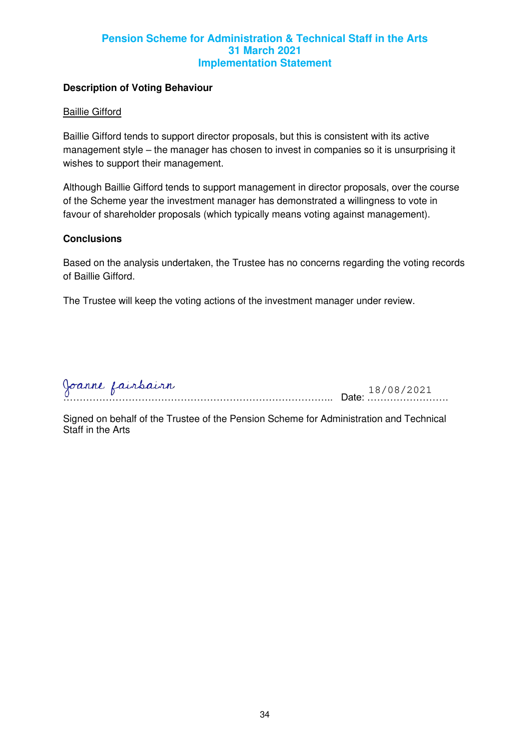**Description of Voting Behaviour**

Baillie Gifford

Baillie Gifford tends to support director proposals, but this is consistent with its active management style – the manager has chosen to invest in companies so it is unsurprising it wishes to support their management.

Although Baillie Gifford tends to support management in director proposals, over the course of the Scheme year the investment manager has demonstrated a willingness to vote in favour of shareholder proposals (which typically means voting against management).

**Conclusions**

Based on the analysis undertaken, the Trustee has no concerns regarding the voting records of Baillie Gifford.

The Trustee will keep the voting actions of the investment manager under review.

Joanne Fairbairn
………………………………………………………………………… Date: 18/08/2021

Signed on behalf of the Trustee of the Pension Scheme for Administration and Technical Staff in the Arts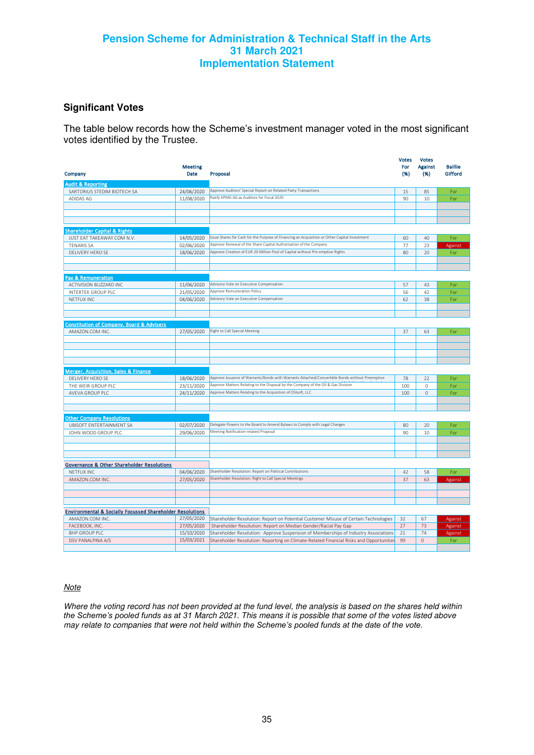# Pension Scheme for Administration & Technical Staff in the Arts
# 31 March 2021
# Implementation Statement

## Significant Votes

The table below records how the Scheme's investment manager voted in the most significant votes identified by the Trustee.

| Company | Meeting Date | Proposal | Votes For (%) | Votes Against (%) | Baillie Gifford |
|---|---|---|---|---|---|
| **Audit & Reporting** | | | | | |
| SARTORIUS STEDIM BIOTECH SA | 24/06/2020 | Approve Auditors' Special Report on Related-Party Transactions | 15 | 85 | For |
| ADIDAS AG | 11/08/2020 | Ratify KPMG AG as Auditors for Fiscal 2020 | 90 | 10 | For |
| **Shareholder Capital & Rights** | | | | | |
| JUST EAT TAKEAWAY.COM N.V. | 14/05/2020 | Issue Shares for Cash for the Purpose of Financing an Acquisition or Other Capital Investment | 60 | 40 | For |
| TENARIS SA | 02/06/2020 | Approve Renewal of the Share Capital Authorisation of the Company | 77 | 23 | Against |
| DELIVERY HERO SE | 18/06/2020 | Approve Creation of EUR 20 Million Pool of Capital without Pre-emptive Rights | 80 | 20 | For |
| **Pay & Remuneration** | | | | | |
| ACTIVISION BLIZZARD INC | 11/06/2020 | Advisory Vote on Executive Compensation | 57 | 43 | For |
| INTERTEK GROUP PLC | 21/05/2020 | Approve Remuneration Policy | 56 | 42 | For |
| NETFLIX INC | 04/06/2020 | Advisory Vote on Executive Compensation | 62 | 38 | For |
| **Constitution of Company, Board & Advisers** | | | | | |
| AMAZON.COM INC. | 27/05/2020 | Right to Call Special Meeting | 37 | 63 | For |
| **Merger, Acquisition, Sales & Finance** | | | | | |
| DELIVERY HERO SE | 18/06/2020 | Approve Issuance of Warrants/Bonds with Warrants Attached/Convertible Bonds without Preemptive | 78 | 22 | For |
| THE WEIR GROUP PLC | 23/11/2020 | Approve Matters Relating to the Disposal by the Company of the Oil & Gas Division | 100 | 0 | For |
| AVEVA GROUP PLC | 24/11/2020 | Approve Matters Relating to the Acquisition of OSIsoft, LLC | 100 | 0 | For |
| **Other Company Resolutions** | | | | | |
| UBISOFT ENTERTAINMENT SA | 02/07/2020 | Delegate Powers to the Board to Amend Bylaws to Comply with Legal Changes | 80 | 20 | For |
| JOHN WOOD GROUP PLC | 29/06/2020 | Meeting Notification-related Proposal | 90 | 10 | For |
| **Governance & Other Shareholder Resolutions** | | | | | |
| NETFLIX INC | 04/06/2020 | Shareholder Resolution: Report on Political Contributions | 42 | 58 | For |
| AMAZON.COM INC. | 27/05/2020 | Shareholder Resolution: Right to Call Special Meetings | 37 | 63 | Against |
| **Environmental & Socially Focussed Shareholder Resolutions** | | | | | |
| AMAZON.COM INC. | 27/05/2020 | Shareholder Resolution: Report on Potential Customer Misuse of Certain Technologies | 32 | 67 | Against |
| FACEBOOK, INC. | 27/05/2020 | Shareholder Resolution: Report on Median Gender/Racial Pay Gap | 27 | 73 | Against |
| BHP GROUP PLC | 15/10/2020 | Shareholder Resolution: Approve Suspension of Memberships of Industry Associations | 21 | 74 | Against |
| DSV PANALPINA A/S | 15/03/2021 | Shareholder Resolution: Reporting on Climate-Related Financial Risks and Opportunities | 99 | 0 | For |

*Note*

*Where the voting record has not been provided at the fund level, the analysis is based on the shares held within the Scheme's pooled funds as at 31 March 2021. This means it is possible that some of the votes listed above may relate to companies that were not held within the Scheme's pooled funds at the date of the vote.*